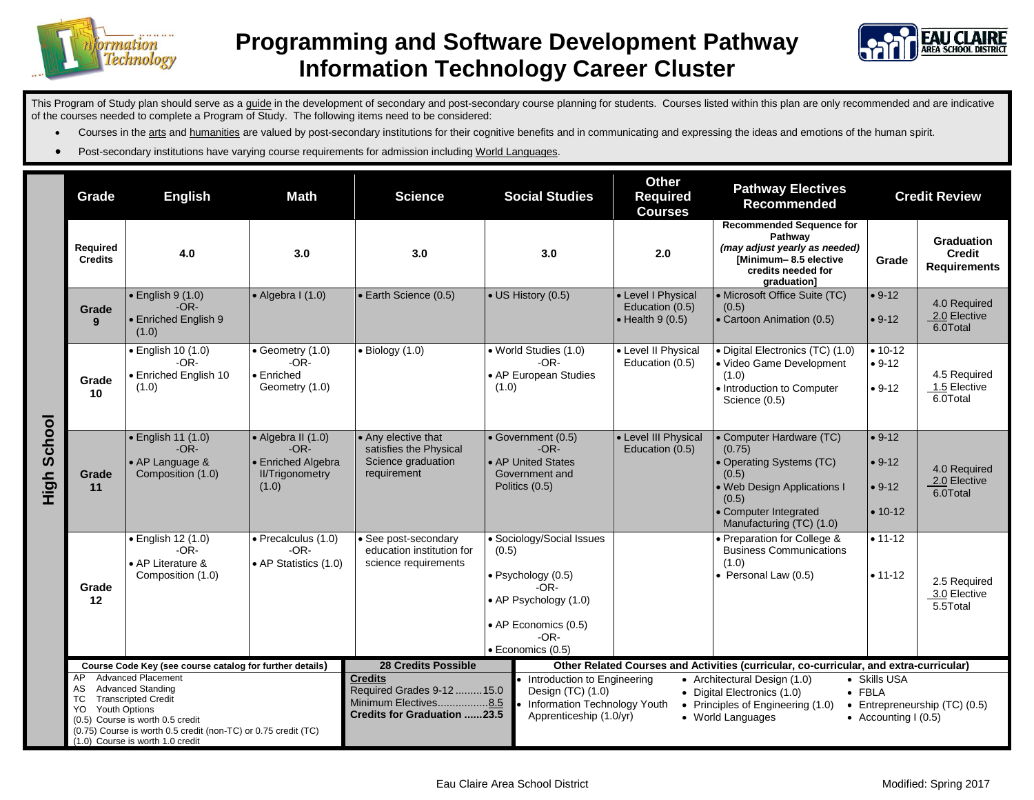# Programming and Software Development Pathway
# Information Technology Career Cluster

This Program of Study plan should serve as a guide in the development of secondary and post-secondary course planning for students. Courses listed within this plan are only recommended and are indicative of the courses needed to complete a Program of Study. The following items need to be considered:

- Courses in the arts and humanities are valued by post-secondary institutions for their cognitive benefits and in communicating and expressing the ideas and emotions of the human spirit.
- Post-secondary institutions have varying course requirements for admission including World Languages.

**High School**

| Grade | English | Math | Science | Social Studies | Other Required Courses | Pathway Electives Recommended | Credit Review | |
|---|---|---|---|---|---|---|---|---|
| | | | | | | | Grade | Graduation Credit Requirements |
| **Required Credits** | 4.0 | 3.0 | 3.0 | 3.0 | 2.0 | **Recommended Sequence for Pathway** *(may adjust yearly as needed)* **[Minimum– 8.5 elective credits needed for graduation]** | | |
| **Grade 9** | • English 9 (1.0) -OR- • Enriched English 9 (1.0) | • Algebra I (1.0) | • Earth Science (0.5) | • US History (0.5) | • Level I Physical Education (0.5) • Health 9 (0.5) | • Microsoft Office Suite (TC) (0.5) • Cartoon Animation (0.5) | • 9-12 • 9-12 | 4.0 Required 2.0 Elective 6.0Total |
| **Grade 10** | • English 10 (1.0) -OR- • Enriched English 10 (1.0) | • Geometry (1.0) -OR- • Enriched Geometry (1.0) | • Biology (1.0) | • World Studies (1.0) -OR- • AP European Studies (1.0) | • Level II Physical Education (0.5) | • Digital Electronics (TC) (1.0) • Video Game Development (1.0) • Introduction to Computer Science (0.5) | • 10-12 • 9-12 • 9-12 | 4.5 Required 1.5 Elective 6.0Total |
| **Grade 11** | • English 11 (1.0) -OR- • AP Language & Composition (1.0) | • Algebra II (1.0) -OR- • Enriched Algebra II/Trigonometry (1.0) | • Any elective that satisfies the Physical Science graduation requirement | • Government (0.5) -OR- • AP United States Government and Politics (0.5) | • Level III Physical Education (0.5) | • Computer Hardware (TC) (0.75) • Operating Systems (TC) (0.5) • Web Design Applications I (0.5) • Computer Integrated Manufacturing (TC) (1.0) | • 9-12 • 9-12 • 9-12 • 10-12 | 4.0 Required 2.0 Elective 6.0Total |
| **Grade 12** | • English 12 (1.0) -OR- • AP Literature & Composition (1.0) | • Precalculus (1.0) -OR- • AP Statistics (1.0) | • See post-secondary education institution for science requirements | • Sociology/Social Issues (0.5) • Psychology (0.5) -OR- • AP Psychology (1.0) • AP Economics (0.5) -OR- • Economics (0.5) | | • Preparation for College & Business Communications (1.0) • Personal Law (0.5) | • 11-12 • 11-12 | 2.5 Required 3.0 Elective 5.5Total |

**Course Code Key (see course catalog for further details)**

- AP Advanced Placement
- AS Advanced Standing
- TC Transcripted Credit
- YO Youth Options
- (0.5) Course is worth 0.5 credit
- (0.75) Course is worth 0.5 credit (non-TC) or 0.75 credit (TC)
- (1.0) Course is worth 1.0 credit

**28 Credits Possible**

**Credits**
Required Grades 9-12 .........15.0
Minimum Electives.................8.5
**Credits for Graduation ......23.5**

**Other Related Courses and Activities (curricular, co-curricular, and extra-curricular)**

- Introduction to Engineering Design (TC) (1.0)
- Information Technology Youth Apprenticeship (1.0/yr)
- Architectural Design (1.0)
- Digital Electronics (1.0)
- Principles of Engineering (1.0)
- World Languages
- Skills USA
- FBLA
- Entrepreneurship (TC) (0.5)
- Accounting I (0.5)

Eau Claire Area School District

Modified: Spring 2017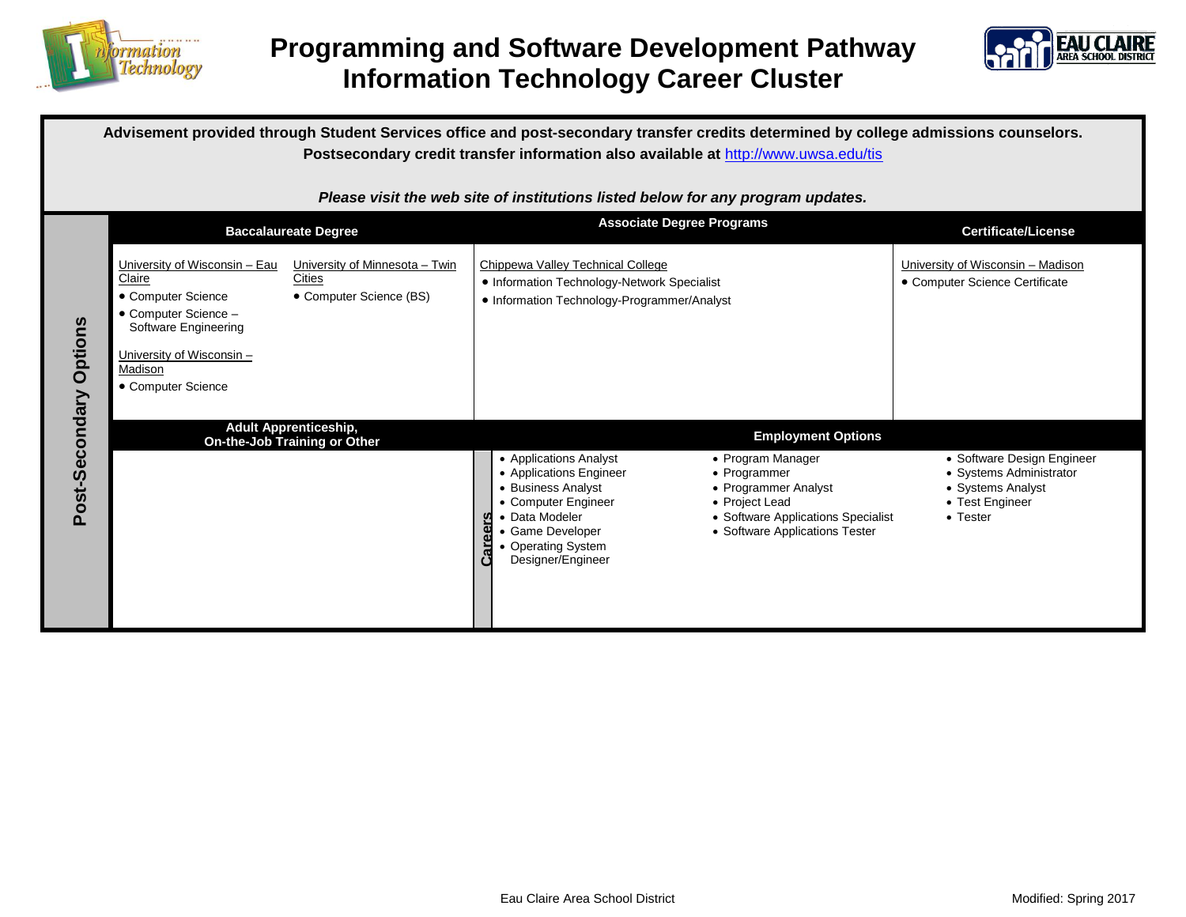# Programming and Software Development Pathway
# Information Technology Career Cluster

**Advisement provided through Student Services office and post-secondary transfer credits determined by college admissions counselors.**
**Postsecondary credit transfer information also available at http://www.uwsa.edu/tis**

***Please visit the web site of institutions listed below for any program updates.***

## Post-Secondary Options

| Baccalaureate Degree | | Associate Degree Programs | Certificate/License |
|---|---|---|---|
| University of Wisconsin – Eau Claire<br>• Computer Science<br>• Computer Science – Software Engineering<br><br>University of Wisconsin – Madison<br>• Computer Science | University of Minnesota – Twin Cities<br>• Computer Science (BS) | Chippewa Valley Technical College<br>• Information Technology-Network Specialist<br>• Information Technology-Programmer/Analyst | University of Wisconsin – Madison<br>• Computer Science Certificate |

| Adult Apprenticeship, On-the-Job Training or Other | Employment Options | | |
|---|---|---|---|
| | **Careers**<br>• Applications Analyst<br>• Applications Engineer<br>• Business Analyst<br>• Computer Engineer<br>• Data Modeler<br>• Game Developer<br>• Operating System Designer/Engineer | • Program Manager<br>• Programmer<br>• Programmer Analyst<br>• Project Lead<br>• Software Applications Specialist<br>• Software Applications Tester | • Software Design Engineer<br>• Systems Administrator<br>• Systems Analyst<br>• Test Engineer<br>• Tester |

Eau Claire Area School District

Modified: Spring 2017